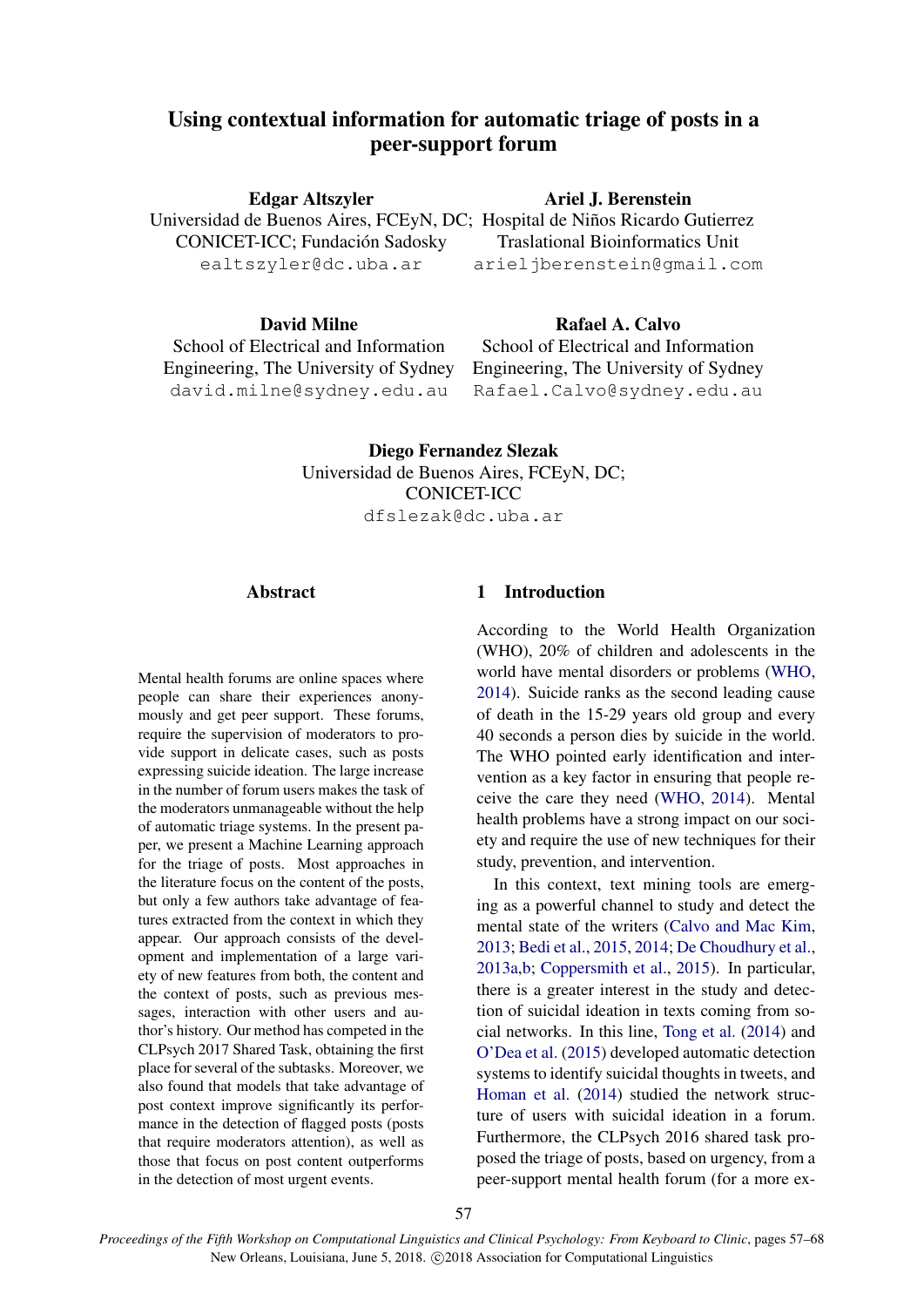# Using contextual information for automatic triage of posts in a peer-support forum

**Edgar Altszyler**
Universidad de Buenos Aires, FCEyN, DC; CONICET-ICC; Fundación Sadosky
ealtszyler@dc.uba.ar

**Ariel J. Berenstein**
Hospital de Niños Ricardo Gutierrez
Traslational Bioinformatics Unit
arieljberenstein@gmail.com

**David Milne**
School of Electrical and Information Engineering, The University of Sydney
david.milne@sydney.edu.au

**Rafael A. Calvo**
School of Electrical and Information Engineering, The University of Sydney
Rafael.Calvo@sydney.edu.au

**Diego Fernandez Slezak**
Universidad de Buenos Aires, FCEyN, DC;
CONICET-ICC
dfslezak@dc.uba.ar

## Abstract

Mental health forums are online spaces where people can share their experiences anonymously and get peer support. These forums, require the supervision of moderators to provide support in delicate cases, such as posts expressing suicide ideation. The large increase in the number of forum users makes the task of the moderators unmanageable without the help of automatic triage systems. In the present paper, we present a Machine Learning approach for the triage of posts. Most approaches in the literature focus on the content of the posts, but only a few authors take advantage of features extracted from the context in which they appear. Our approach consists of the development and implementation of a large variety of new features from both, the content and the context of posts, such as previous messages, interaction with other users and author's history. Our method has competed in the CLPsych 2017 Shared Task, obtaining the first place for several of the subtasks. Moreover, we also found that models that take advantage of post context improve significantly its performance in the detection of flagged posts (posts that require moderators attention), as well as those that focus on post content outperforms in the detection of most urgent events.

## 1 Introduction

According to the World Health Organization (WHO), 20% of children and adolescents in the world have mental disorders or problems (WHO, 2014). Suicide ranks as the second leading cause of death in the 15-29 years old group and every 40 seconds a person dies by suicide in the world. The WHO pointed early identification and intervention as a key factor in ensuring that people receive the care they need (WHO, 2014). Mental health problems have a strong impact on our society and require the use of new techniques for their study, prevention, and intervention.

In this context, text mining tools are emerging as a powerful channel to study and detect the mental state of the writers (Calvo and Mac Kim, 2013; Bedi et al., 2015, 2014; De Choudhury et al., 2013a,b; Coppersmith et al., 2015). In particular, there is a greater interest in the study and detection of suicidal ideation in texts coming from social networks. In this line, Tong et al. (2014) and O'Dea et al. (2015) developed automatic detection systems to identify suicidal thoughts in tweets, and Homan et al. (2014) studied the network structure of users with suicidal ideation in a forum. Furthermore, the CLPsych 2016 shared task proposed the triage of posts, based on urgency, from a peer-support mental health forum (for a more ex-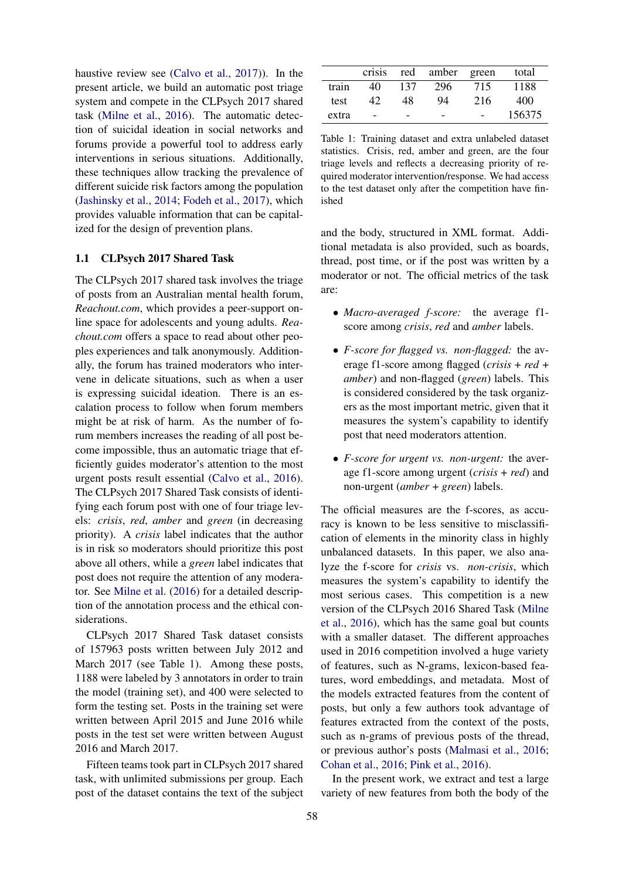haustive review see (Calvo et al., 2017)). In the present article, we build an automatic post triage system and compete in the CLPsych 2017 shared task (Milne et al., 2016). The automatic detection of suicidal ideation in social networks and forums provide a powerful tool to address early interventions in serious situations. Additionally, these techniques allow tracking the prevalence of different suicide risk factors among the population (Jashinsky et al., 2014; Fodeh et al., 2017), which provides valuable information that can be capitalized for the design of prevention plans.

### 1.1 CLPsych 2017 Shared Task

The CLPsych 2017 shared task involves the triage of posts from an Australian mental health forum, *Reachout.com*, which provides a peer-support online space for adolescents and young adults. *Reachout.com* offers a space to read about other peoples experiences and talk anonymously. Additionally, the forum has trained moderators who intervene in delicate situations, such as when a user is expressing suicidal ideation. There is an escalation process to follow when forum members might be at risk of harm. As the number of forum members increases the reading of all post become impossible, thus an automatic triage that efficiently guides moderator's attention to the most urgent posts result essential (Calvo et al., 2016). The CLPsych 2017 Shared Task consists of identifying each forum post with one of four triage levels: *crisis*, *red*, *amber* and *green* (in decreasing priority). A *crisis* label indicates that the author is in risk so moderators should prioritize this post above all others, while a *green* label indicates that post does not require the attention of any moderator. See Milne et al. (2016) for a detailed description of the annotation process and the ethical considerations.

CLPsych 2017 Shared Task dataset consists of 157963 posts written between July 2012 and March 2017 (see Table 1). Among these posts, 1188 were labeled by 3 annotators in order to train the model (training set), and 400 were selected to form the testing set. Posts in the training set were written between April 2015 and June 2016 while posts in the test set were written between August 2016 and March 2017.

Fifteen teams took part in CLPsych 2017 shared task, with unlimited submissions per group. Each post of the dataset contains the text of the subject and the body, structured in XML format. Additional metadata is also provided, such as boards, thread, post time, or if the post was written by a moderator or not. The official metrics of the task are:

|  | crisis | red | amber | green | total |
|---|---|---|---|---|---|
| train | 40 | 137 | 296 | 715 | 1188 |
| test | 42 | 48 | 94 | 216 | 400 |
| extra | - | - | - | - | 156375 |

Table 1: Training dataset and extra unlabeled dataset statistics. Crisis, red, amber and green, are the four triage levels and reflects a decreasing priority of required moderator intervention/response. We had access to the test dataset only after the competition have finished

- *Macro-averaged f-score:* the average f1-score among *crisis*, *red* and *amber* labels.
- *F-score for flagged vs. non-flagged:* the average f1-score among flagged (*crisis* + *red* + *amber*) and non-flagged (*green*) labels. This is considered considered by the task organizers as the most important metric, given that it measures the system's capability to identify post that need moderators attention.
- *F-score for urgent vs. non-urgent:* the average f1-score among urgent (*crisis* + *red*) and non-urgent (*amber* + *green*) labels.

The official measures are the f-scores, as accuracy is known to be less sensitive to misclassification of elements in the minority class in highly unbalanced datasets. In this paper, we also analyze the f-score for *crisis* vs. *non-crisis*, which measures the system's capability to identify the most serious cases. This competition is a new version of the CLPsych 2016 Shared Task (Milne et al., 2016), which has the same goal but counts with a smaller dataset. The different approaches used in 2016 competition involved a huge variety of features, such as N-grams, lexicon-based features, word embeddings, and metadata. Most of the models extracted features from the content of posts, but only a few authors took advantage of features extracted from the context of the posts, such as n-grams of previous posts of the thread, or previous author's posts (Malmasi et al., 2016; Cohan et al., 2016; Pink et al., 2016).

In the present work, we extract and test a large variety of new features from both the body of the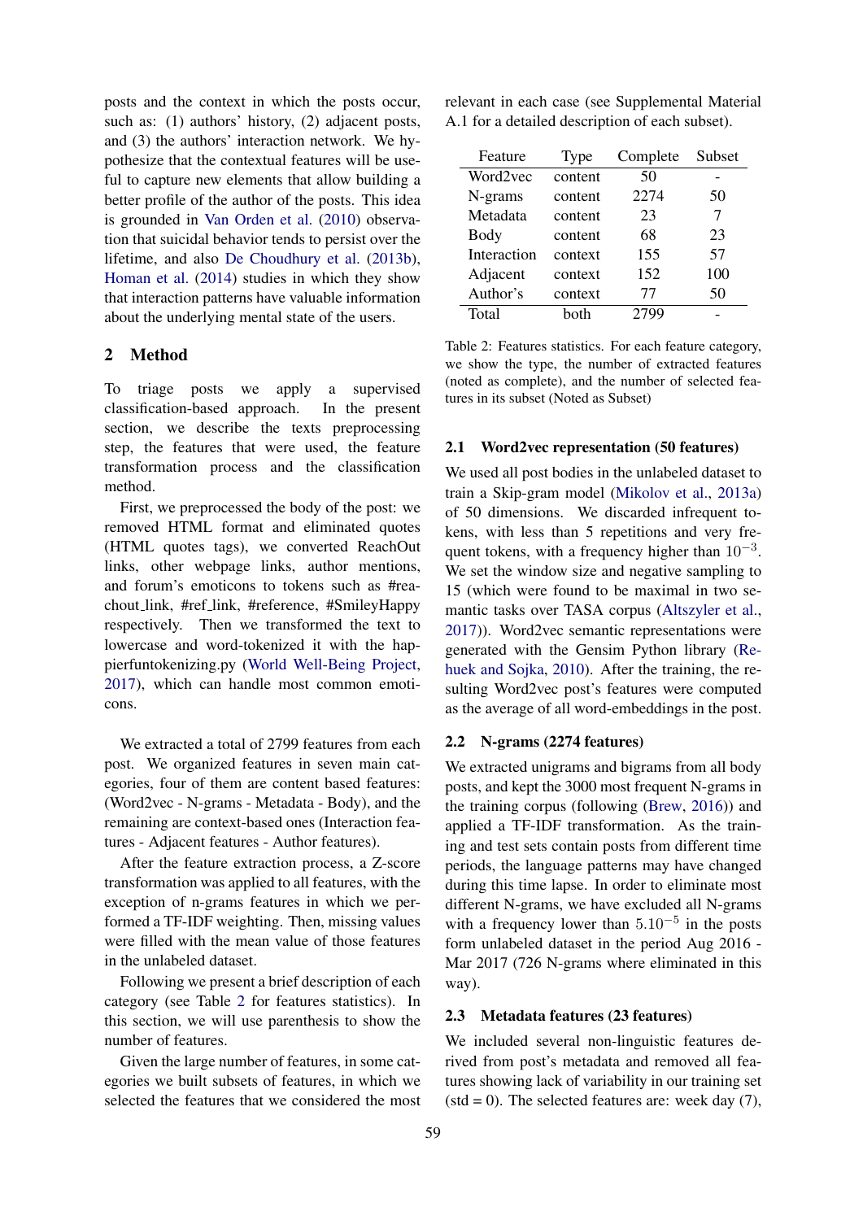posts and the context in which the posts occur, such as: (1) authors' history, (2) adjacent posts, and (3) the authors' interaction network. We hypothesize that the contextual features will be useful to capture new elements that allow building a better profile of the author of the posts. This idea is grounded in Van Orden et al. (2010) observation that suicidal behavior tends to persist over the lifetime, and also De Choudhury et al. (2013b), Homan et al. (2014) studies in which they show that interaction patterns have valuable information about the underlying mental state of the users.

## 2 Method

To triage posts we apply a supervised classification-based approach. In the present section, we describe the texts preprocessing step, the features that were used, the feature transformation process and the classification method.

First, we preprocessed the body of the post: we removed HTML format and eliminated quotes (HTML quotes tags), we converted ReachOut links, other webpage links, author mentions, and forum's emoticons to tokens such as #reachout_link, #ref_link, #reference, #SmileyHappy respectively. Then we transformed the text to lowercase and word-tokenized it with the happierfuntokenizing.py (World Well-Being Project, 2017), which can handle most common emoticons.

We extracted a total of 2799 features from each post. We organized features in seven main categories, four of them are content based features: (Word2vec - N-grams - Metadata - Body), and the remaining are context-based ones (Interaction features - Adjacent features - Author features).

After the feature extraction process, a Z-score transformation was applied to all features, with the exception of n-grams features in which we performed a TF-IDF weighting. Then, missing values were filled with the mean value of those features in the unlabeled dataset.

Following we present a brief description of each category (see Table 2 for features statistics). In this section, we will use parenthesis to show the number of features.

Given the large number of features, in some categories we built subsets of features, in which we selected the features that we considered the most relevant in each case (see Supplemental Material A.1 for a detailed description of each subset).

| Feature | Type | Complete | Subset |
|---|---|---|---|
| Word2vec | content | 50 | - |
| N-grams | content | 2274 | 50 |
| Metadata | content | 23 | 7 |
| Body | content | 68 | 23 |
| Interaction | context | 155 | 57 |
| Adjacent | context | 152 | 100 |
| Author's | context | 77 | 50 |
| Total | both | 2799 | - |

Table 2: Features statistics. For each feature category, we show the type, the number of extracted features (noted as complete), and the number of selected features in its subset (Noted as Subset)

### 2.1 Word2vec representation (50 features)

We used all post bodies in the unlabeled dataset to train a Skip-gram model (Mikolov et al., 2013a) of 50 dimensions. We discarded infrequent tokens, with less than 5 repetitions and very frequent tokens, with a frequency higher than $10^{-3}$. We set the window size and negative sampling to 15 (which were found to be maximal in two semantic tasks over TASA corpus (Altszyler et al., 2017)). Word2vec semantic representations were generated with the Gensim Python library (Rehuek and Sojka, 2010). After the training, the resulting Word2vec post's features were computed as the average of all word-embeddings in the post.

### 2.2 N-grams (2274 features)

We extracted unigrams and bigrams from all body posts, and kept the 3000 most frequent N-grams in the training corpus (following (Brew, 2016)) and applied a TF-IDF transformation. As the training and test sets contain posts from different time periods, the language patterns may have changed during this time lapse. In order to eliminate most different N-grams, we have excluded all N-grams with a frequency lower than $5.10^{-5}$ in the posts form unlabeled dataset in the period Aug 2016 - Mar 2017 (726 N-grams where eliminated in this way).

### 2.3 Metadata features (23 features)

We included several non-linguistic features derived from post's metadata and removed all features showing lack of variability in our training set (std = 0). The selected features are: week day (7),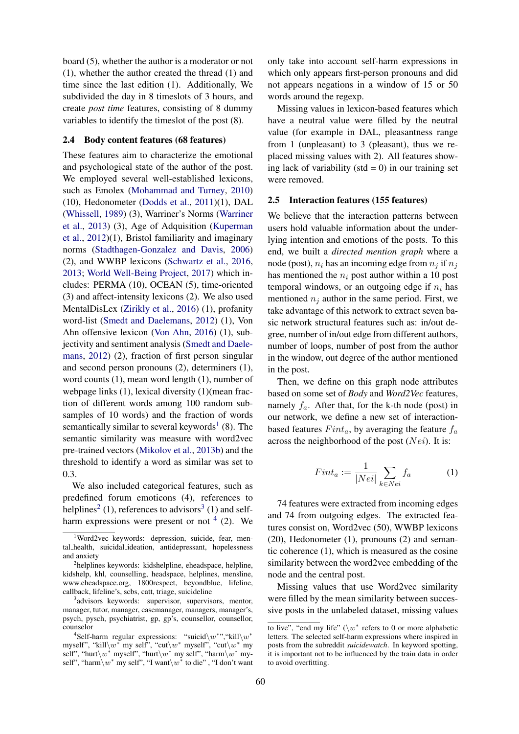board (5), whether the author is a moderator or not (1), whether the author created the thread (1) and time since the last edition (1). Additionally, We subdivided the day in 8 timeslots of 3 hours, and create *post time* features, consisting of 8 dummy variables to identify the timeslot of the post (8).

### 2.4 Body content features (68 features)

These features aim to characterize the emotional and psychological state of the author of the post. We employed several well-established lexicons, such as Emolex (Mohammad and Turney, 2010) (10), Hedonometer (Dodds et al., 2011)(1), DAL (Whissell, 1989) (3), Warriner's Norms (Warriner et al., 2013) (3), Age of Adquisition (Kuperman et al., 2012)(1), Bristol familiarity and imaginary norms (Stadthagen-Gonzalez and Davis, 2006) (2), and WWBP lexicons (Schwartz et al., 2016, 2013; World Well-Being Project, 2017) which includes: PERMA (10), OCEAN (5), time-oriented (3) and affect-intensity lexicons (2). We also used MentalDisLex (Zirikly et al., 2016) (1), profanity word-list (Smedt and Daelemans, 2012) (1), Von Ahn offensive lexicon (Von Ahn, 2016) (1), subjectivity and sentiment analysis (Smedt and Daelemans, 2012) (2), fraction of first person singular and second person pronouns (2), determiners (1), word counts (1), mean word length (1), number of webpage links (1), lexical diversity (1)(mean fraction of different words among 100 random subsamples of 10 words) and the fraction of words semantically similar to several keywords[1] (8). The semantic similarity was measure with word2vec pre-trained vectors (Mikolov et al., 2013b) and the threshold to identify a word as similar was set to 0.3.

We also included categorical features, such as predefined forum emoticons (4), references to helplines[2] (1), references to advisors[3] (1) and self-harm expressions were present or not [4] (2). We only take into account self-harm expressions in which only appears first-person pronouns and did not appears negations in a window of 15 or 50 words around the regexp.

Missing values in lexicon-based features which have a neutral value were filled by the neutral value (for example in DAL, pleasantness range from 1 (unpleasant) to 3 (pleasant), thus we replaced missing values with 2). All features showing lack of variability (std = 0) in our training set were removed.

### 2.5 Interaction features (155 features)

We believe that the interaction patterns between users hold valuable information about the underlying intention and emotions of the posts. To this end, we built a *directed mention graph* where a node (post), $n_i$ has an incoming edge from $n_j$ if $n_j$ has mentioned the $n_i$ post author within a 10 post temporal windows, or an outgoing edge if $n_i$ has mentioned $n_j$ author in the same period. First, we take advantage of this network to extract seven basic network structural features such as: in/out degree, number of in/out edge from different authors, number of loops, number of post from the author in the window, out degree of the author mentioned in the post.

Then, we define on this graph node attributes based on some set of *Body* and *Word2Vec* features, namely $f_a$. After that, for the k-th node (post) in our network, we define a new set of interaction-based features $Fint_a$, by averaging the feature $f_a$ across the neighborhood of the post ($Nei$). It is:

$$Fint_a := \frac{1}{|Nei|} \sum_{k \in Nei} f_a \tag{1}$$

74 features were extracted from incoming edges and 74 from outgoing edges. The extracted features consist on, Word2vec (50), WWBP lexicons (20), Hedonometer (1), pronouns (2) and semantic coherence (1), which is measured as the cosine similarity between the word2vec embedding of the node and the central post.

Missing values that use Word2vec similarity were filled by the mean similarity between successive posts in the unlabeled dataset, missing values

[1] Word2vec keywords: depression, suicide, fear, mental_health, suicidal_ideation, antidepressant, hopelessness and anxiety

[2] helplines keywords: kidshelpline, eheadspace, helpline, kidshelp, khl, counselling, headspace, helplines, mensline, www.eheadspace.org, 1800respect, beyondblue, lifeline, callback, lifeline's, scbs, catt, triage, suicideline

[3] advisors keywords: supervisor, supervisors, mentor, manager, tutor, manager, casemanager, managers, manager's, psych, pysch, psychiatrist, gp, gp's, counsellor, counsellor, counselor

[4] Self-harm regular expressions: "suicid$\backslash w^*$","kill$\backslash w^*$ myself", "kill$\backslash w^*$ my self", "cut$\backslash w^*$ myself", "cut$\backslash w^*$ my self", "hurt$\backslash w^*$ myself", "hurt$\backslash w^*$ my self", "harm$\backslash w^*$ myself", "harm$\backslash w^*$ my self", "I want$\backslash w^*$ to die" , "I don't want to live", "end my life" ($\backslash w^*$ refers to 0 or more alphabetic letters. The selected self-harm expressions where inspired in posts from the subreddit *suicidewatch*. In keyword spotting, it is important not to be influenced by the train data in order to avoid overfitting.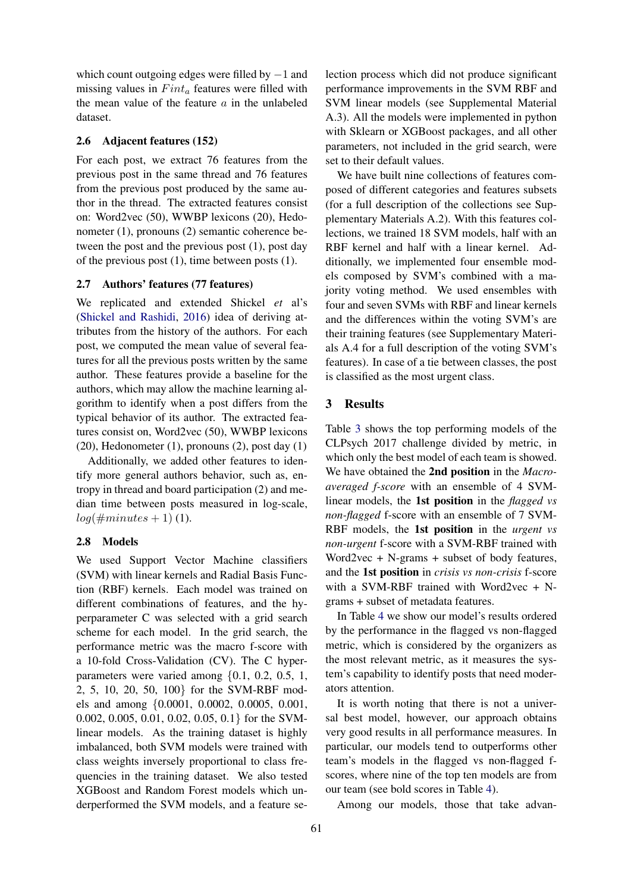which count outgoing edges were filled by $-1$ and missing values in $Fint_a$ features were filled with the mean value of the feature $a$ in the unlabeled dataset.

### 2.6 Adjacent features (152)

For each post, we extract 76 features from the previous post in the same thread and 76 features from the previous post produced by the same author in the thread. The extracted features consist on: Word2vec (50), WWBP lexicons (20), Hedonometer (1), pronouns (2) semantic coherence between the post and the previous post (1), post day of the previous post (1), time between posts (1).

### 2.7 Authors' features (77 features)

We replicated and extended Shickel *et* al's (Shickel and Rashidi, 2016) idea of deriving attributes from the history of the authors. For each post, we computed the mean value of several features for all the previous posts written by the same author. These features provide a baseline for the authors, which may allow the machine learning algorithm to identify when a post differs from the typical behavior of its author. The extracted features consist on, Word2vec (50), WWBP lexicons (20), Hedonometer (1), pronouns (2), post day (1)

Additionally, we added other features to identify more general authors behavior, such as, entropy in thread and board participation (2) and median time between posts measured in log-scale, $log(\#minutes + 1)$ (1).

### 2.8 Models

We used Support Vector Machine classifiers (SVM) with linear kernels and Radial Basis Function (RBF) kernels. Each model was trained on different combinations of features, and the hyperparameter C was selected with a grid search scheme for each model. In the grid search, the performance metric was the macro f-score with a 10-fold Cross-Validation (CV). The C hyperparameters were varied among {0.1, 0.2, 0.5, 1, 2, 5, 10, 20, 50, 100} for the SVM-RBF models and among {0.0001, 0.0002, 0.0005, 0.001, 0.002, 0.005, 0.01, 0.02, 0.05, 0.1} for the SVM-linear models. As the training dataset is highly imbalanced, both SVM models were trained with class weights inversely proportional to class frequencies in the training dataset. We also tested XGBoost and Random Forest models which underperformed the SVM models, and a feature selection process which did not produce significant performance improvements in the SVM RBF and SVM linear models (see Supplemental Material A.3). All the models were implemented in python with Sklearn or XGBoost packages, and all other parameters, not included in the grid search, were set to their default values.

We have built nine collections of features composed of different categories and features subsets (for a full description of the collections see Supplementary Materials A.2). With this features collections, we trained 18 SVM models, half with an RBF kernel and half with a linear kernel. Additionally, we implemented four ensemble models composed by SVM's combined with a majority voting method. We used ensembles with four and seven SVMs with RBF and linear kernels and the differences within the voting SVM's are their training features (see Supplementary Materials A.4 for a full description of the voting SVM's features). In case of a tie between classes, the post is classified as the most urgent class.

## 3 Results

Table 3 shows the top performing models of the CLPsych 2017 challenge divided by metric, in which only the best model of each team is showed. We have obtained the **2nd position** in the *Macro-averaged f-score* with an ensemble of 4 SVM-linear models, the **1st position** in the *flagged vs non-flagged* f-score with an ensemble of 7 SVM-RBF models, the **1st position** in the *urgent vs non-urgent* f-score with a SVM-RBF trained with Word2vec + N-grams + subset of body features, and the **1st position** in *crisis vs non-crisis* f-score with a SVM-RBF trained with Word2vec + N-grams + subset of metadata features.

In Table 4 we show our model's results ordered by the performance in the flagged vs non-flagged metric, which is considered by the organizers as the most relevant metric, as it measures the system's capability to identify posts that need moderators attention.

It is worth noting that there is not a universal best model, however, our approach obtains very good results in all performance measures. In particular, our models tend to outperforms other team's models in the flagged vs non-flagged f-scores, where nine of the top ten models are from our team (see bold scores in Table 4).

Among our models, those that take advan-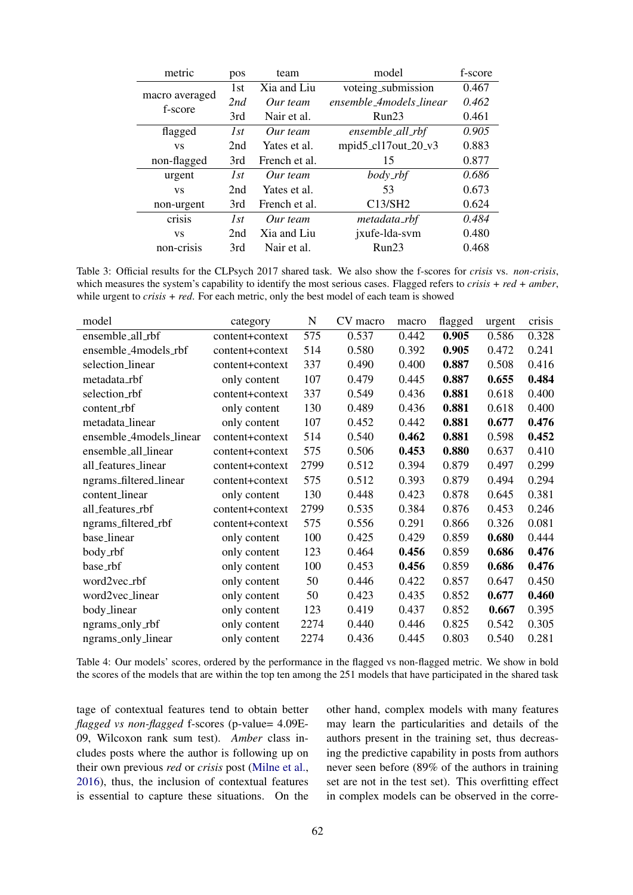| metric | pos | team | model | f-score |
|---|---|---|---|---|
| macro averaged f-score | 1st | Xia and Liu | voteing_submission | 0.467 |
| | *2nd* | *Our team* | *ensemble_4models_linear* | *0.462* |
| | 3rd | Nair et al. | Run23 | 0.461 |
| flagged vs non-flagged | *1st* | *Our team* | *ensemble_all_rbf* | *0.905* |
| | 2nd | Yates et al. | mpid5_cl17out_20_v3 | 0.883 |
| | 3rd | French et al. | 15 | 0.877 |
| urgent vs non-urgent | *1st* | *Our team* | *body_rbf* | *0.686* |
| | 2nd | Yates et al. | 53 | 0.673 |
| | 3rd | French et al. | C13/SH2 | 0.624 |
| crisis vs non-crisis | *1st* | *Our team* | *metadata_rbf* | *0.484* |
| | 2nd | Xia and Liu | jxufe-lda-svm | 0.480 |
| | 3rd | Nair et al. | Run23 | 0.468 |

Table 3: Official results for the CLPsych 2017 shared task. We also show the f-scores for *crisis* vs. *non-crisis*, which measures the system's capability to identify the most serious cases. Flagged refers to *crisis* + *red* + *amber*, while urgent to *crisis* + *red*. For each metric, only the best model of each team is showed

| model | category | N | CV macro | macro | flagged | urgent | crisis |
|---|---|---|---|---|---|---|---|
| ensemble_all_rbf | content+context | 575 | 0.537 | 0.442 | **0.905** | 0.586 | 0.328 |
| ensemble_4models_rbf | content+context | 514 | 0.580 | 0.392 | **0.905** | 0.472 | 0.241 |
| selection_linear | content+context | 337 | 0.490 | 0.400 | **0.887** | 0.508 | 0.416 |
| metadata_rbf | only content | 107 | 0.479 | 0.445 | **0.887** | **0.655** | **0.484** |
| selection_rbf | content+context | 337 | 0.549 | 0.436 | **0.881** | 0.618 | 0.400 |
| content_rbf | only content | 130 | 0.489 | 0.436 | **0.881** | 0.618 | 0.400 |
| metadata_linear | only content | 107 | 0.452 | 0.442 | **0.881** | **0.677** | **0.476** |
| ensemble_4models_linear | content+context | 514 | 0.540 | **0.462** | **0.881** | 0.598 | **0.452** |
| ensemble_all_linear | content+context | 575 | 0.506 | **0.453** | **0.880** | 0.637 | 0.410 |
| all_features_linear | content+context | 2799 | 0.512 | 0.394 | 0.879 | 0.497 | 0.299 |
| ngrams_filtered_linear | content+context | 575 | 0.512 | 0.393 | 0.879 | 0.494 | 0.294 |
| content_linear | only content | 130 | 0.448 | 0.423 | 0.878 | 0.645 | 0.381 |
| all_features_rbf | content+context | 2799 | 0.535 | 0.384 | 0.876 | 0.453 | 0.246 |
| ngrams_filtered_rbf | content+context | 575 | 0.556 | 0.291 | 0.866 | 0.326 | 0.081 |
| base_linear | only content | 100 | 0.425 | 0.429 | 0.859 | **0.680** | 0.444 |
| body_rbf | only content | 123 | 0.464 | **0.456** | 0.859 | **0.686** | **0.476** |
| base_rbf | only content | 100 | 0.453 | **0.456** | 0.859 | **0.686** | **0.476** |
| word2vec_rbf | only content | 50 | 0.446 | 0.422 | 0.857 | 0.647 | 0.450 |
| word2vec_linear | only content | 50 | 0.423 | 0.435 | 0.852 | **0.677** | **0.460** |
| body_linear | only content | 123 | 0.419 | 0.437 | 0.852 | **0.667** | 0.395 |
| ngrams_only_rbf | only content | 2274 | 0.440 | 0.446 | 0.825 | 0.542 | 0.305 |
| ngrams_only_linear | only content | 2274 | 0.436 | 0.445 | 0.803 | 0.540 | 0.281 |

Table 4: Our models' scores, ordered by the performance in the flagged vs non-flagged metric. We show in bold the scores of the models that are within the top ten among the 251 models that have participated in the shared task

tage of contextual features tend to obtain better *flagged vs non-flagged* f-scores (p-value= 4.09E-09, Wilcoxon rank sum test). *Amber* class includes posts where the author is following up on their own previous *red* or *crisis* post (Milne et al., 2016), thus, the inclusion of contextual features is essential to capture these situations. On the other hand, complex models with many features may learn the particularities and details of the authors present in the training set, thus decreasing the predictive capability in posts from authors never seen before (89% of the authors in training set are not in the test set). This overfitting effect in complex models can be observed in the corre-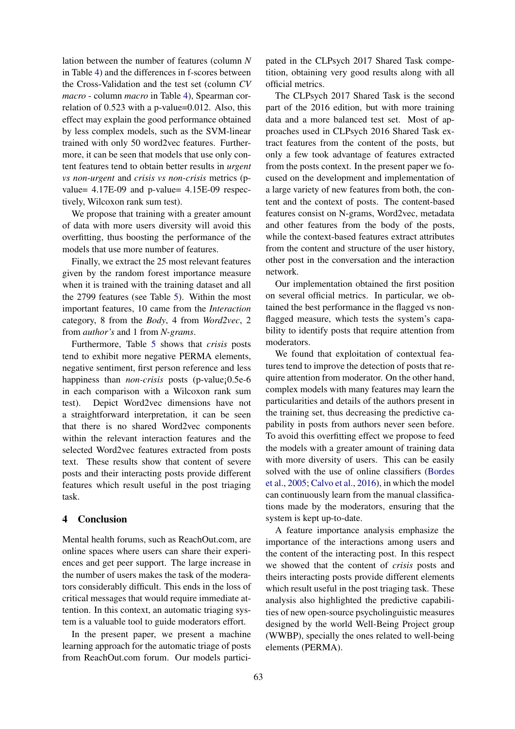lation between the number of features (column *N* in Table 4) and the differences in f-scores between the Cross-Validation and the test set (column *CV macro* - column *macro* in Table 4), Spearman correlation of 0.523 with a p-value=0.012. Also, this effect may explain the good performance obtained by less complex models, such as the SVM-linear trained with only 50 word2vec features. Furthermore, it can be seen that models that use only content features tend to obtain better results in *urgent vs non-urgent* and *crisis vs non-crisis* metrics (p-value= 4.17E-09 and p-value= 4.15E-09 respectively, Wilcoxon rank sum test).

We propose that training with a greater amount of data with more users diversity will avoid this overfitting, thus boosting the performance of the models that use more number of features.

Finally, we extract the 25 most relevant features given by the random forest importance measure when it is trained with the training dataset and all the 2799 features (see Table 5). Within the most important features, 10 came from the *Interaction* category, 8 from the *Body*, 4 from *Word2vec*, 2 from *author's* and 1 from *N-grams*.

Furthermore, Table 5 shows that *crisis* posts tend to exhibit more negative PERMA elements, negative sentiment, first person reference and less happiness than *non-crisis* posts (p-value¡0.5e-6 in each comparison with a Wilcoxon rank sum test). Depict Word2vec dimensions have not a straightforward interpretation, it can be seen that there is no shared Word2vec components within the relevant interaction features and the selected Word2vec features extracted from posts text. These results show that content of severe posts and their interacting posts provide different features which result useful in the post triaging task.

## 4 Conclusion

Mental health forums, such as ReachOut.com, are online spaces where users can share their experiences and get peer support. The large increase in the number of users makes the task of the moderators considerably difficult. This ends in the loss of critical messages that would require immediate attention. In this context, an automatic triaging system is a valuable tool to guide moderators effort.

In the present paper, we present a machine learning approach for the automatic triage of posts from ReachOut.com forum. Our models participated in the CLPsych 2017 Shared Task competition, obtaining very good results along with all official metrics.

The CLPsych 2017 Shared Task is the second part of the 2016 edition, but with more training data and a more balanced test set. Most of approaches used in CLPsych 2016 Shared Task extract features from the content of the posts, but only a few took advantage of features extracted from the posts context. In the present paper we focused on the development and implementation of a large variety of new features from both, the content and the context of posts. The content-based features consist on N-grams, Word2vec, metadata and other features from the body of the posts, while the context-based features extract attributes from the content and structure of the user history, other post in the conversation and the interaction network.

Our implementation obtained the first position on several official metrics. In particular, we obtained the best performance in the flagged vs non-flagged measure, which tests the system's capability to identify posts that require attention from moderators.

We found that exploitation of contextual features tend to improve the detection of posts that require attention from moderator. On the other hand, complex models with many features may learn the particularities and details of the authors present in the training set, thus decreasing the predictive capability in posts from authors never seen before. To avoid this overfitting effect we propose to feed the models with a greater amount of training data with more diversity of users. This can be easily solved with the use of online classifiers (Bordes et al., 2005; Calvo et al., 2016), in which the model can continuously learn from the manual classifications made by the moderators, ensuring that the system is kept up-to-date.

A feature importance analysis emphasize the importance of the interactions among users and the content of the interacting post. In this respect we showed that the content of *crisis* posts and theirs interacting posts provide different elements which result useful in the post triaging task. These analysis also highlighted the predictive capabilities of new open-source psycholinguistic measures designed by the world Well-Being Project group (WWBP), specially the ones related to well-being elements (PERMA).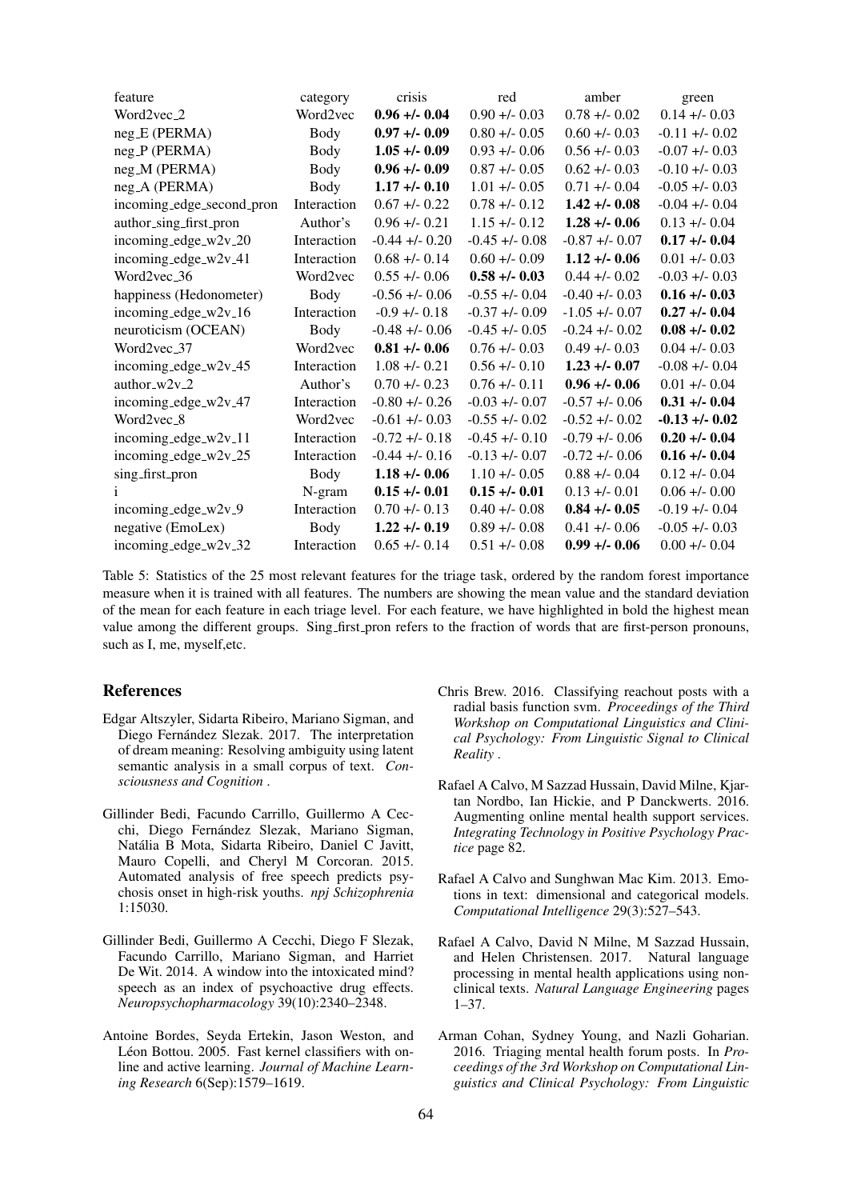| feature | category | crisis | red | amber | green |
|---|---|---|---|---|---|
| Word2vec_2 | Word2vec | **0.96 +/- 0.04** | 0.90 +/- 0.03 | 0.78 +/- 0.02 | 0.14 +/- 0.03 |
| neg_E (PERMA) | Body | **0.97 +/- 0.09** | 0.80 +/- 0.05 | 0.60 +/- 0.03 | -0.11 +/- 0.02 |
| neg_P (PERMA) | Body | **1.05 +/- 0.09** | 0.93 +/- 0.06 | 0.56 +/- 0.03 | -0.07 +/- 0.03 |
| neg_M (PERMA) | Body | **0.96 +/- 0.09** | 0.87 +/- 0.05 | 0.62 +/- 0.03 | -0.10 +/- 0.03 |
| neg_A (PERMA) | Body | **1.17 +/- 0.10** | 1.01 +/- 0.05 | 0.71 +/- 0.04 | -0.05 +/- 0.03 |
| incoming_edge_second_pron | Interaction | 0.67 +/- 0.22 | 0.78 +/- 0.12 | **1.42 +/- 0.08** | -0.04 +/- 0.04 |
| author_sing_first_pron | Author's | 0.96 +/- 0.21 | 1.15 +/- 0.12 | **1.28 +/- 0.06** | 0.13 +/- 0.04 |
| incoming_edge_w2v_20 | Interaction | -0.44 +/- 0.20 | -0.45 +/- 0.08 | -0.87 +/- 0.07 | **0.17 +/- 0.04** |
| incoming_edge_w2v_41 | Interaction | 0.68 +/- 0.14 | 0.60 +/- 0.09 | **1.12 +/- 0.06** | 0.01 +/- 0.03 |
| Word2vec_36 | Word2vec | 0.55 +/- 0.06 | **0.58 +/- 0.03** | 0.44 +/- 0.02 | -0.03 +/- 0.03 |
| happiness (Hedonometer) | Body | -0.56 +/- 0.06 | -0.55 +/- 0.04 | -0.40 +/- 0.03 | **0.16 +/- 0.03** |
| incoming_edge_w2v_16 | Interaction | -0.9 +/- 0.18 | -0.37 +/- 0.09 | -1.05 +/- 0.07 | **0.27 +/- 0.04** |
| neuroticism (OCEAN) | Body | -0.48 +/- 0.06 | -0.45 +/- 0.05 | -0.24 +/- 0.02 | **0.08 +/- 0.02** |
| Word2vec_37 | Word2vec | **0.81 +/- 0.06** | 0.76 +/- 0.03 | 0.49 +/- 0.03 | 0.04 +/- 0.03 |
| incoming_edge_w2v_45 | Interaction | 1.08 +/- 0.21 | 0.56 +/- 0.10 | **1.23 +/- 0.07** | -0.08 +/- 0.04 |
| author_w2v_2 | Author's | 0.70 +/- 0.23 | 0.76 +/- 0.11 | **0.96 +/- 0.06** | 0.01 +/- 0.04 |
| incoming_edge_w2v_47 | Interaction | -0.80 +/- 0.26 | -0.03 +/- 0.07 | -0.57 +/- 0.06 | **0.31 +/- 0.04** |
| Word2vec_8 | Word2vec | -0.61 +/- 0.03 | -0.55 +/- 0.02 | -0.52 +/- 0.02 | **-0.13 +/- 0.02** |
| incoming_edge_w2v_11 | Interaction | -0.72 +/- 0.18 | -0.45 +/- 0.10 | -0.79 +/- 0.06 | **0.20 +/- 0.04** |
| incoming_edge_w2v_25 | Interaction | -0.44 +/- 0.16 | -0.13 +/- 0.07 | -0.72 +/- 0.06 | **0.16 +/- 0.04** |
| sing_first_pron | Body | **1.18 +/- 0.06** | 1.10 +/- 0.05 | 0.88 +/- 0.04 | 0.12 +/- 0.04 |
| i | N-gram | **0.15 +/- 0.01** | **0.15 +/- 0.01** | 0.13 +/- 0.01 | 0.06 +/- 0.00 |
| incoming_edge_w2v_9 | Interaction | 0.70 +/- 0.13 | 0.40 +/- 0.08 | **0.84 +/- 0.05** | -0.19 +/- 0.04 |
| negative (EmoLex) | Body | **1.22 +/- 0.19** | 0.89 +/- 0.08 | 0.41 +/- 0.06 | -0.05 +/- 0.03 |
| incoming_edge_w2v_32 | Interaction | 0.65 +/- 0.14 | 0.51 +/- 0.08 | **0.99 +/- 0.06** | 0.00 +/- 0.04 |

Table 5: Statistics of the 25 most relevant features for the triage task, ordered by the random forest importance measure when it is trained with all features. The numbers are showing the mean value and the standard deviation of the mean for each feature in each triage level. For each feature, we have highlighted in bold the highest mean value among the different groups. Sing_first_pron refers to the fraction of words that are first-person pronouns, such as I, me, myself,etc.

## References

Edgar Altszyler, Sidarta Ribeiro, Mariano Sigman, and Diego Fernández Slezak. 2017. The interpretation of dream meaning: Resolving ambiguity using latent semantic analysis in a small corpus of text. *Consciousness and Cognition* .

Gillinder Bedi, Facundo Carrillo, Guillermo A Cecchi, Diego Fernández Slezak, Mariano Sigman, Natália B Mota, Sidarta Ribeiro, Daniel C Javitt, Mauro Copelli, and Cheryl M Corcoran. 2015. Automated analysis of free speech predicts psychosis onset in high-risk youths. *npj Schizophrenia* 1:15030.

Gillinder Bedi, Guillermo A Cecchi, Diego F Slezak, Facundo Carrillo, Mariano Sigman, and Harriet De Wit. 2014. A window into the intoxicated mind? speech as an index of psychoactive drug effects. *Neuropsychopharmacology* 39(10):2340–2348.

Antoine Bordes, Seyda Ertekin, Jason Weston, and Léon Bottou. 2005. Fast kernel classifiers with online and active learning. *Journal of Machine Learning Research* 6(Sep):1579–1619.

Chris Brew. 2016. Classifying reachout posts with a radial basis function svm. *Proceedings of the Third Workshop on Computational Linguistics and Clinical Psychology: From Linguistic Signal to Clinical Reality* .

Rafael A Calvo, M Sazzad Hussain, David Milne, Kjartan Nordbo, Ian Hickie, and P Danckwerts. 2016. Augmenting online mental health support services. *Integrating Technology in Positive Psychology Practice* page 82.

Rafael A Calvo and Sunghwan Mac Kim. 2013. Emotions in text: dimensional and categorical models. *Computational Intelligence* 29(3):527–543.

Rafael A Calvo, David N Milne, M Sazzad Hussain, and Helen Christensen. 2017. Natural language processing in mental health applications using nonclinical texts. *Natural Language Engineering* pages 1–37.

Arman Cohan, Sydney Young, and Nazli Goharian. 2016. Triaging mental health forum posts. In *Proceedings of the 3rd Workshop on Computational Linguistics and Clinical Psychology: From Linguistic*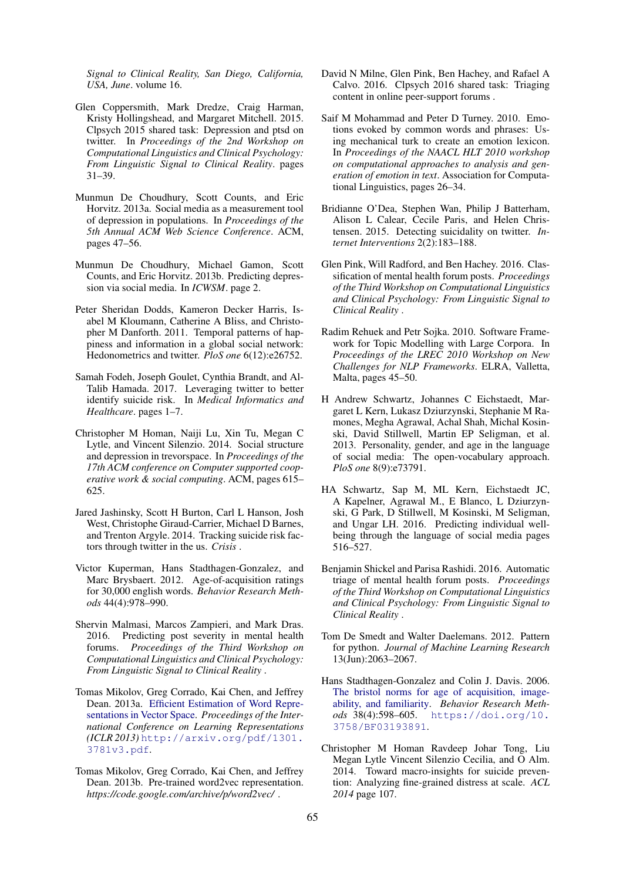*Signal to Clinical Reality, San Diego, California, USA, June*. volume 16.

Glen Coppersmith, Mark Dredze, Craig Harman, Kristy Hollingshead, and Margaret Mitchell. 2015. Clpsych 2015 shared task: Depression and ptsd on twitter. In *Proceedings of the 2nd Workshop on Computational Linguistics and Clinical Psychology: From Linguistic Signal to Clinical Reality*. pages 31–39.

Munmun De Choudhury, Scott Counts, and Eric Horvitz. 2013a. Social media as a measurement tool of depression in populations. In *Proceedings of the 5th Annual ACM Web Science Conference*. ACM, pages 47–56.

Munmun De Choudhury, Michael Gamon, Scott Counts, and Eric Horvitz. 2013b. Predicting depression via social media. In *ICWSM*. page 2.

Peter Sheridan Dodds, Kameron Decker Harris, Isabel M Kloumann, Catherine A Bliss, and Christopher M Danforth. 2011. Temporal patterns of happiness and information in a global social network: Hedonometrics and twitter. *PloS one* 6(12):e26752.

Samah Fodeh, Joseph Goulet, Cynthia Brandt, and Al-Talib Hamada. 2017. Leveraging twitter to better identify suicide risk. In *Medical Informatics and Healthcare*. pages 1–7.

Christopher M Homan, Naiji Lu, Xin Tu, Megan C Lytle, and Vincent Silenzio. 2014. Social structure and depression in trevorspace. In *Proceedings of the 17th ACM conference on Computer supported cooperative work & social computing*. ACM, pages 615–625.

Jared Jashinsky, Scott H Burton, Carl L Hanson, Josh West, Christophe Giraud-Carrier, Michael D Barnes, and Trenton Argyle. 2014. Tracking suicide risk factors through twitter in the us. *Crisis* .

Victor Kuperman, Hans Stadthagen-Gonzalez, and Marc Brysbaert. 2012. Age-of-acquisition ratings for 30,000 english words. *Behavior Research Methods* 44(4):978–990.

Shervin Malmasi, Marcos Zampieri, and Mark Dras. 2016. Predicting post severity in mental health forums. *Proceedings of the Third Workshop on Computational Linguistics and Clinical Psychology: From Linguistic Signal to Clinical Reality* .

Tomas Mikolov, Greg Corrado, Kai Chen, and Jeffrey Dean. 2013a. Efficient Estimation of Word Representations in Vector Space. *Proceedings of the International Conference on Learning Representations (ICLR 2013)* http://arxiv.org/pdf/1301.3781v3.pdf.

Tomas Mikolov, Greg Corrado, Kai Chen, and Jeffrey Dean. 2013b. Pre-trained word2vec representation. *https://code.google.com/archive/p/word2vec/* .

David N Milne, Glen Pink, Ben Hachey, and Rafael A Calvo. 2016. Clpsych 2016 shared task: Triaging content in online peer-support forums .

Saif M Mohammad and Peter D Turney. 2010. Emotions evoked by common words and phrases: Using mechanical turk to create an emotion lexicon. In *Proceedings of the NAACL HLT 2010 workshop on computational approaches to analysis and generation of emotion in text*. Association for Computational Linguistics, pages 26–34.

Bridianne O'Dea, Stephen Wan, Philip J Batterham, Alison L Calear, Cecile Paris, and Helen Christensen. 2015. Detecting suicidality on twitter. *Internet Interventions* 2(2):183–188.

Glen Pink, Will Radford, and Ben Hachey. 2016. Classification of mental health forum posts. *Proceedings of the Third Workshop on Computational Linguistics and Clinical Psychology: From Linguistic Signal to Clinical Reality* .

Radim Rehuek and Petr Sojka. 2010. Software Framework for Topic Modelling with Large Corpora. In *Proceedings of the LREC 2010 Workshop on New Challenges for NLP Frameworks*. ELRA, Valletta, Malta, pages 45–50.

H Andrew Schwartz, Johannes C Eichstaedt, Margaret L Kern, Lukasz Dziurzynski, Stephanie M Ramones, Megha Agrawal, Achal Shah, Michal Kosinski, David Stillwell, Martin EP Seligman, et al. 2013. Personality, gender, and age in the language of social media: The open-vocabulary approach. *PloS one* 8(9):e73791.

HA Schwartz, Sap M, ML Kern, Eichstaedt JC, A Kapelner, Agrawal M., E Blanco, L Dziurzynski, G Park, D Stillwell, M Kosinski, M Seligman, and Ungar LH. 2016. Predicting individual well-being through the language of social media pages 516–527.

Benjamin Shickel and Parisa Rashidi. 2016. Automatic triage of mental health forum posts. *Proceedings of the Third Workshop on Computational Linguistics and Clinical Psychology: From Linguistic Signal to Clinical Reality* .

Tom De Smedt and Walter Daelemans. 2012. Pattern for python. *Journal of Machine Learning Research* 13(Jun):2063–2067.

Hans Stadthagen-Gonzalez and Colin J. Davis. 2006. The bristol norms for age of acquisition, imageability, and familiarity. *Behavior Research Methods* 38(4):598–605. https://doi.org/10.3758/BF03193891.

Christopher M Homan Ravdeep Johar Tong, Liu Megan Lytle Vincent Silenzio Cecilia, and O Alm. 2014. Toward macro-insights for suicide prevention: Analyzing fine-grained distress at scale. *ACL 2014* page 107.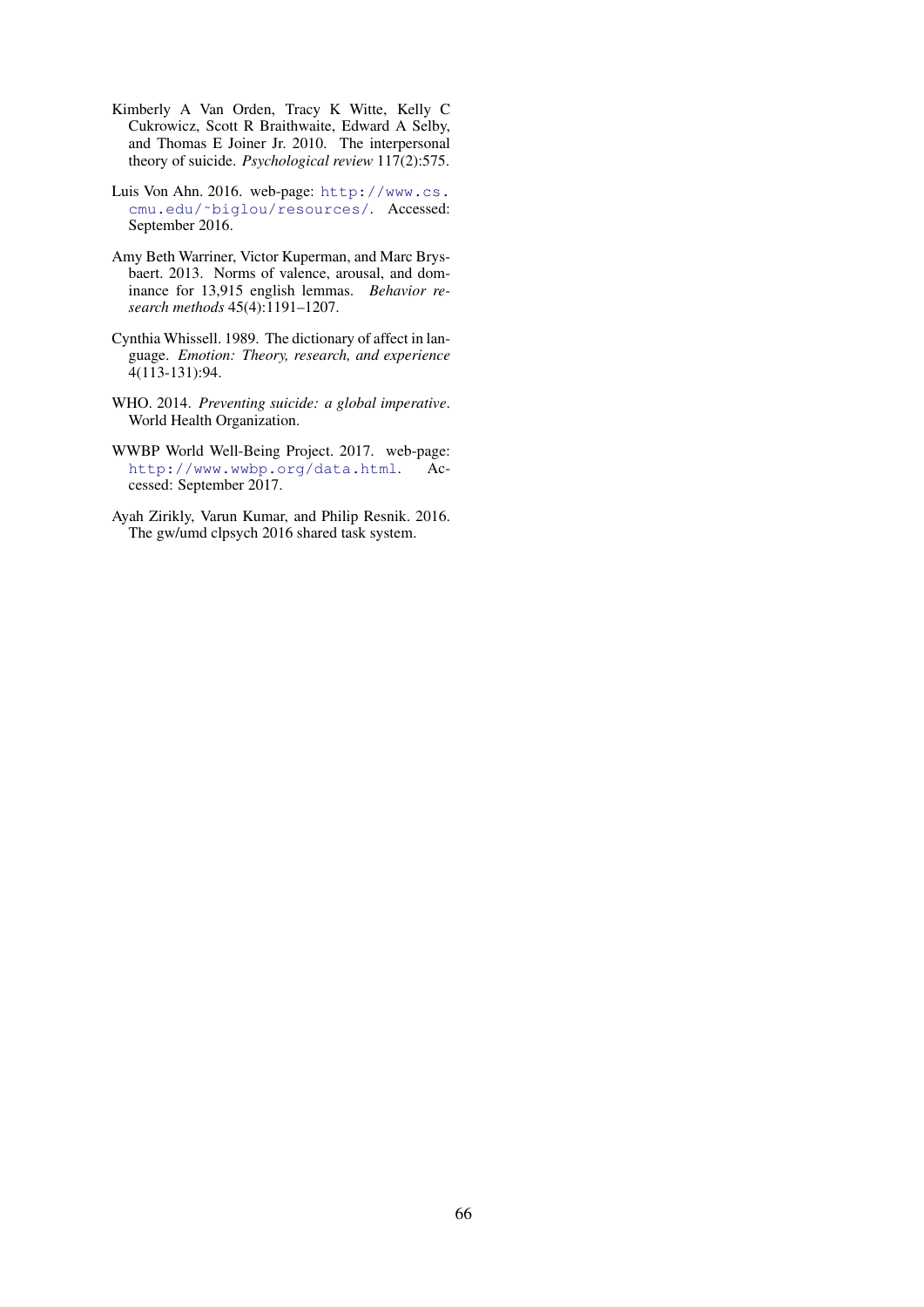Kimberly A Van Orden, Tracy K Witte, Kelly C Cukrowicz, Scott R Braithwaite, Edward A Selby, and Thomas E Joiner Jr. 2010. The interpersonal theory of suicide. *Psychological review* 117(2):575.

Luis Von Ahn. 2016. web-page: http://www.cs.cmu.edu/~biglou/resources/. Accessed: September 2016.

Amy Beth Warriner, Victor Kuperman, and Marc Brysbaert. 2013. Norms of valence, arousal, and dominance for 13,915 english lemmas. *Behavior research methods* 45(4):1191–1207.

Cynthia Whissell. 1989. The dictionary of affect in language. *Emotion: Theory, research, and experience* 4(113-131):94.

WHO. 2014. *Preventing suicide: a global imperative*. World Health Organization.

WWBP World Well-Being Project. 2017. web-page: http://www.wwbp.org/data.html. Accessed: September 2017.

Ayah Zirikly, Varun Kumar, and Philip Resnik. 2016. The gw/umd clpsych 2016 shared task system.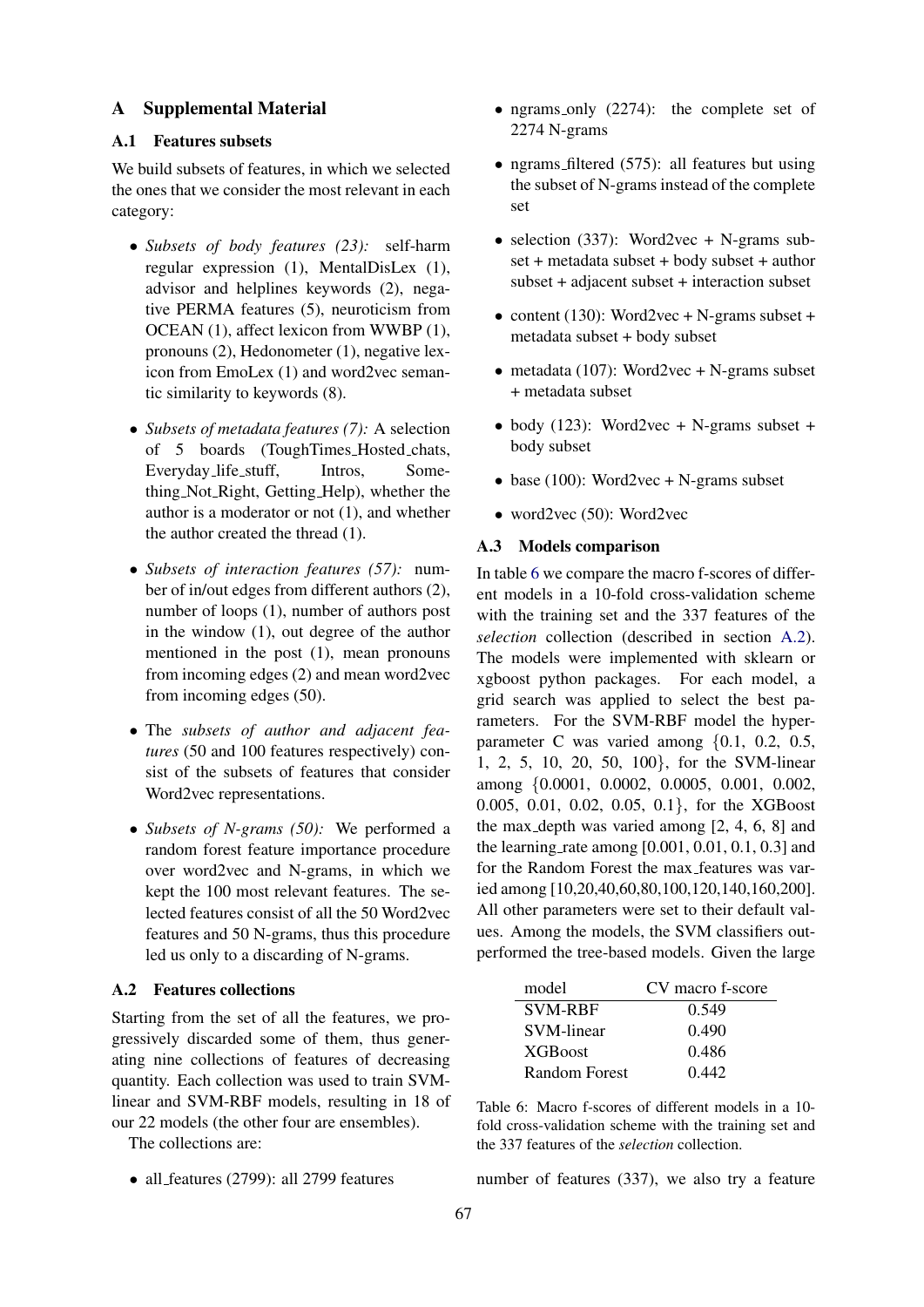# A Supplemental Material

## A.1 Features subsets

We build subsets of features, in which we selected the ones that we consider the most relevant in each category:

- *Subsets of body features (23):* self-harm regular expression (1), MentalDisLex (1), advisor and helplines keywords (2), negative PERMA features (5), neuroticism from OCEAN (1), affect lexicon from WWBP (1), pronouns (2), Hedonometer (1), negative lexicon from EmoLex (1) and word2vec semantic similarity to keywords (8).
- *Subsets of metadata features (7):* A selection of 5 boards (ToughTimes_Hosted_chats, Everyday_life_stuff, Intros, Something_Not_Right, Getting_Help), whether the author is a moderator or not (1), and whether the author created the thread (1).
- *Subsets of interaction features (57):* number of in/out edges from different authors (2), number of loops (1), number of authors post in the window (1), out degree of the author mentioned in the post (1), mean pronouns from incoming edges (2) and mean word2vec from incoming edges (50).
- The *subsets of author and adjacent features* (50 and 100 features respectively) consist of the subsets of features that consider Word2vec representations.
- *Subsets of N-grams (50):* We performed a random forest feature importance procedure over word2vec and N-grams, in which we kept the 100 most relevant features. The selected features consist of all the 50 Word2vec features and 50 N-grams, thus this procedure led us only to a discarding of N-grams.

## A.2 Features collections

Starting from the set of all the features, we progressively discarded some of them, thus generating nine collections of features of decreasing quantity. Each collection was used to train SVM-linear and SVM-RBF models, resulting in 18 of our 22 models (the other four are ensembles).

The collections are:

- all_features (2799): all 2799 features
- ngrams_only (2274): the complete set of 2274 N-grams
- ngrams_filtered (575): all features but using the subset of N-grams instead of the complete set
- selection (337): Word2vec + N-grams subset + metadata subset + body subset + author subset + adjacent subset + interaction subset
- content (130): Word2vec + N-grams subset + metadata subset + body subset
- metadata (107): Word2vec + N-grams subset + metadata subset
- body (123): Word2vec + N-grams subset + body subset
- base (100): Word2vec + N-grams subset
- word2vec (50): Word2vec

## A.3 Models comparison

In table 6 we compare the macro f-scores of different models in a 10-fold cross-validation scheme with the training set and the 337 features of the *selection* collection (described in section A.2). The models were implemented with sklearn or xgboost python packages. For each model, a grid search was applied to select the best parameters. For the SVM-RBF model the hyperparameter C was varied among {0.1, 0.2, 0.5, 1, 2, 5, 10, 20, 50, 100}, for the SVM-linear among {0.0001, 0.0002, 0.0005, 0.001, 0.002, 0.005, 0.01, 0.02, 0.05, 0.1}, for the XGBoost the max_depth was varied among [2, 4, 6, 8] and the learning_rate among [0.001, 0.01, 0.1, 0.3] and for the Random Forest the max_features was varied among [10,20,40,60,80,100,120,140,160,200]. All other parameters were set to their default values. Among the models, the SVM classifiers outperformed the tree-based models. Given the large number of features (337), we also try a feature

| model | CV macro f-score |
|---|---|
| SVM-RBF | 0.549 |
| SVM-linear | 0.490 |
| XGBoost | 0.486 |
| Random Forest | 0.442 |

Table 6: Macro f-scores of different models in a 10-fold cross-validation scheme with the training set and the 337 features of the *selection* collection.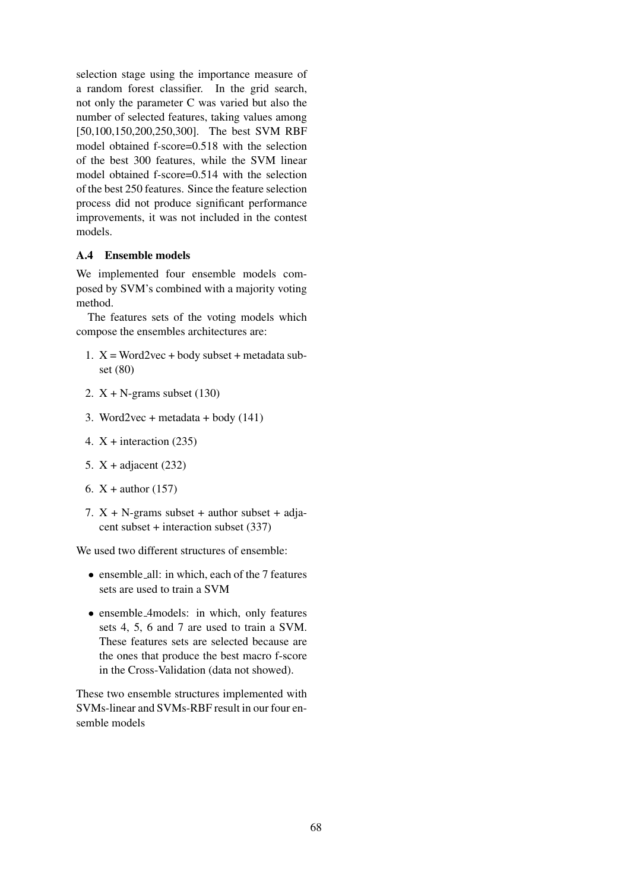selection stage using the importance measure of a random forest classifier. In the grid search, not only the parameter C was varied but also the number of selected features, taking values among [50,100,150,200,250,300]. The best SVM RBF model obtained f-score=0.518 with the selection of the best 300 features, while the SVM linear model obtained f-score=0.514 with the selection of the best 250 features. Since the feature selection process did not produce significant performance improvements, it was not included in the contest models.

### A.4 Ensemble models

We implemented four ensemble models composed by SVM's combined with a majority voting method.

The features sets of the voting models which compose the ensembles architectures are:

1. X = Word2vec + body subset + metadata subset (80)
2. X + N-grams subset (130)
3. Word2vec + metadata + body (141)
4. X + interaction (235)
5. X + adjacent (232)
6. X + author (157)
7. X + N-grams subset + author subset + adjacent subset + interaction subset (337)

We used two different structures of ensemble:

- ensemble_all: in which, each of the 7 features sets are used to train a SVM
- ensemble_4models: in which, only features sets 4, 5, 6 and 7 are used to train a SVM. These features sets are selected because are the ones that produce the best macro f-score in the Cross-Validation (data not showed).

These two ensemble structures implemented with SVMs-linear and SVMs-RBF result in our four ensemble models